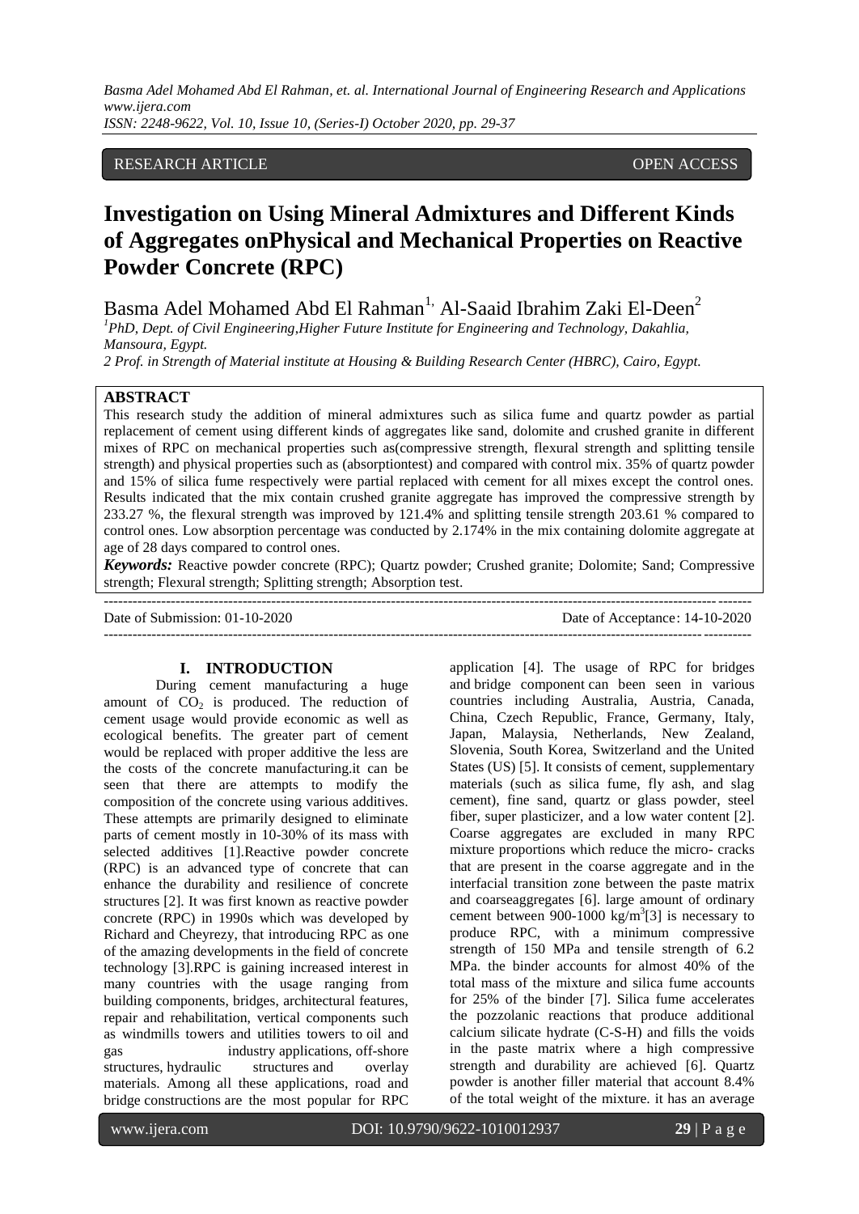RESEARCH ARTICLE OPEN ACCESS

# Investigation on Using Mineral Admixtures and Different Kinds of Aggregates onPhysical and Mechanical Properties on Reactive Powder Concrete (RPC)

Basma Adel Mohamed Abd El Rahman[1,] Al-Saaid Ibrahim Zaki El-Deen[2]

[1]*PhD, Dept. of Civil Engineering,Higher Future Institute for Engineering and Technology, Dakahlia, Mansoura, Egypt.*

*2 Prof. in Strength of Material institute at Housing & Building Research Center (HBRC), Cairo, Egypt.*

## ABSTRACT

This research study the addition of mineral admixtures such as silica fume and quartz powder as partial replacement of cement using different kinds of aggregates like sand, dolomite and crushed granite in different mixes of RPC on mechanical properties such as(compressive strength, flexural strength and splitting tensile strength) and physical properties such as (absorptiontest) and compared with control mix. 35% of quartz powder and 15% of silica fume respectively were partial replaced with cement for all mixes except the control ones. Results indicated that the mix contain crushed granite aggregate has improved the compressive strength by 233.27 %, the flexural strength was improved by 121.4% and splitting tensile strength 203.61 % compared to control ones. Low absorption percentage was conducted by 2.174% in the mix containing dolomite aggregate at age of 28 days compared to control ones.

***Keywords:*** Reactive powder concrete (RPC); Quartz powder; Crushed granite; Dolomite; Sand; Compressive strength; Flexural strength; Splitting strength; Absorption test.

---

Date of Submission: 01-10-2020 Date of Acceptance: 14-10-2020

---

## I. INTRODUCTION

During cement manufacturing a huge amount of $CO_2$ is produced. The reduction of cement usage would provide economic as well as ecological benefits. The greater part of cement would be replaced with proper additive the less are the costs of the concrete manufacturing.it can be seen that there are attempts to modify the composition of the concrete using various additives. These attempts are primarily designed to eliminate parts of cement mostly in 10-30% of its mass with selected additives [1].Reactive powder concrete (RPC) is an advanced type of concrete that can enhance the durability and resilience of concrete structures [2]. It was first known as reactive powder concrete (RPC) in 1990s which was developed by Richard and Cheyrezy, that introducing RPC as one of the amazing developments in the field of concrete technology [3].RPC is gaining increased interest in many countries with the usage ranging from building components, bridges, architectural features, repair and rehabilitation, vertical components such as windmills towers and utilities towers to oil and gas industry applications, off-shore structures, hydraulic structures and overlay materials. Among all these applications, road and bridge constructions are the most popular for RPC application [4]. The usage of RPC for bridges and bridge component can been seen in various countries including Australia, Austria, Canada, China, Czech Republic, France, Germany, Italy, Japan, Malaysia, Netherlands, New Zealand, Slovenia, South Korea, Switzerland and the United States (US) [5]. It consists of cement, supplementary materials (such as silica fume, fly ash, and slag cement), fine sand, quartz or glass powder, steel fiber, super plasticizer, and a low water content [2]. Coarse aggregates are excluded in many RPC mixture proportions which reduce the micro- cracks that are present in the coarse aggregate and in the interfacial transition zone between the paste matrix and coarseaggregates [6]. large amount of ordinary cement between 900-1000 $kg/m^3$[3] is necessary to produce RPC, with a minimum compressive strength of 150 MPa and tensile strength of 6.2 MPa. the binder accounts for almost 40% of the total mass of the mixture and silica fume accounts for 25% of the binder [7]. Silica fume accelerates the pozzolanic reactions that produce additional calcium silicate hydrate (C-S-H) and fills the voids in the paste matrix where a high compressive strength and durability are achieved [6]. Quartz powder is another filler material that account 8.4% of the total weight of the mixture. it has an average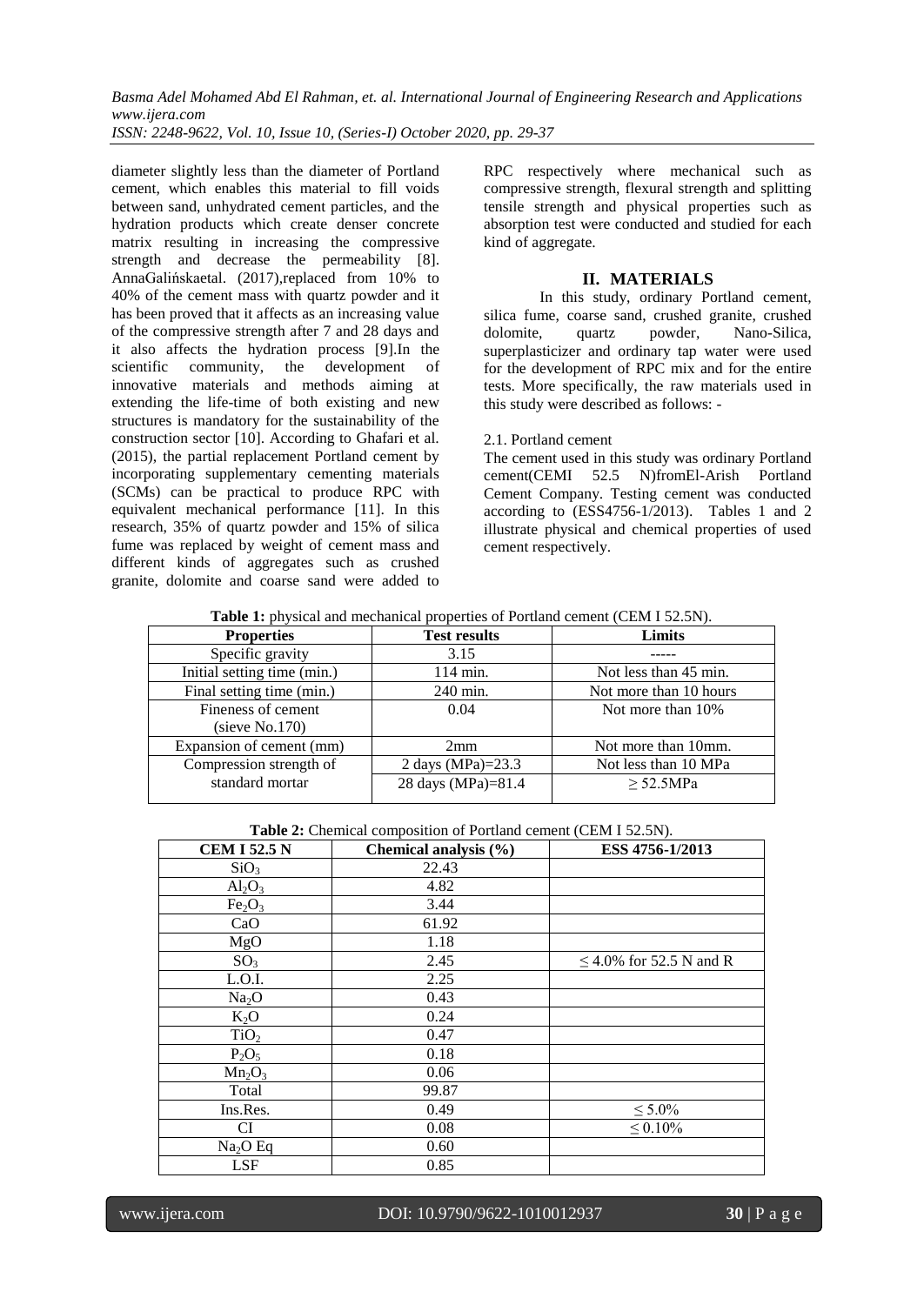diameter slightly less than the diameter of Portland cement, which enables this material to fill voids between sand, unhydrated cement particles, and the hydration products which create denser concrete matrix resulting in increasing the compressive strength and decrease the permeability [8]. AnnaGalińskaetal. (2017),replaced from 10% to 40% of the cement mass with quartz powder and it has been proved that it affects as an increasing value of the compressive strength after 7 and 28 days and it also affects the hydration process [9].In the scientific community, the development of innovative materials and methods aiming at extending the life-time of both existing and new structures is mandatory for the sustainability of the construction sector [10]. According to Ghafari et al. (2015), the partial replacement Portland cement by incorporating supplementary cementing materials (SCMs) can be practical to produce RPC with equivalent mechanical performance [11]. In this research, 35% of quartz powder and 15% of silica fume was replaced by weight of cement mass and different kinds of aggregates such as crushed granite, dolomite and coarse sand were added to RPC respectively where mechanical such as compressive strength, flexural strength and splitting tensile strength and physical properties such as absorption test were conducted and studied for each kind of aggregate.

## II. MATERIALS

In this study, ordinary Portland cement, silica fume, coarse sand, crushed granite, crushed dolomite, quartz powder, Nano-Silica, superplasticizer and ordinary tap water were used for the development of RPC mix and for the entire tests. More specifically, the raw materials used in this study were described as follows: -

### 2.1. Portland cement

The cement used in this study was ordinary Portland cement(CEMI 52.5 N)fromEl-Arish Portland Cement Company. Testing cement was conducted according to (ESS4756-1/2013). Tables 1 and 2 illustrate physical and chemical properties of used cement respectively.

**Table 1:** physical and mechanical properties of Portland cement (CEM I 52.5N).

| Properties | Test results | Limits |
|---|---|---|
| Specific gravity | 3.15 | ----- |
| Initial setting time (min.) | 114 min. | Not less than 45 min. |
| Final setting time (min.) | 240 min. | Not more than 10 hours |
| Fineness of cement (sieve No.170) | 0.04 | Not more than 10% |
| Expansion of cement (mm) | 2mm | Not more than 10mm. |
| Compression strength of standard mortar | 2 days (MPa)=23.3 | Not less than 10 MPa |
| | 28 days (MPa)=81.4 | ≥ 52.5MPa |

**Table 2:** Chemical composition of Portland cement (CEM I 52.5N).

| CEM I 52.5 N | Chemical analysis (%) | ESS 4756-1/2013 |
|---|---|---|
| $SiO_3$ | 22.43 | |
| $Al_2O_3$ | 4.82 | |
| $Fe_2O_3$ | 3.44 | |
| CaO | 61.92 | |
| MgO | 1.18 | |
| $SO_3$ | 2.45 | ≤ 4.0% for 52.5 N and R |
| L.O.I. | 2.25 | |
| $Na_2O$ | 0.43 | |
| $K_2O$ | 0.24 | |
| $TiO_2$ | 0.47 | |
| $P_2O_5$ | 0.18 | |
| $Mn_2O_3$ | 0.06 | |
| Total | 99.87 | |
| Ins.Res. | 0.49 | ≤ 5.0% |
| CI | 0.08 | ≤ 0.10% |
| $Na_2O$ Eq | 0.60 | |
| LSF | 0.85 | |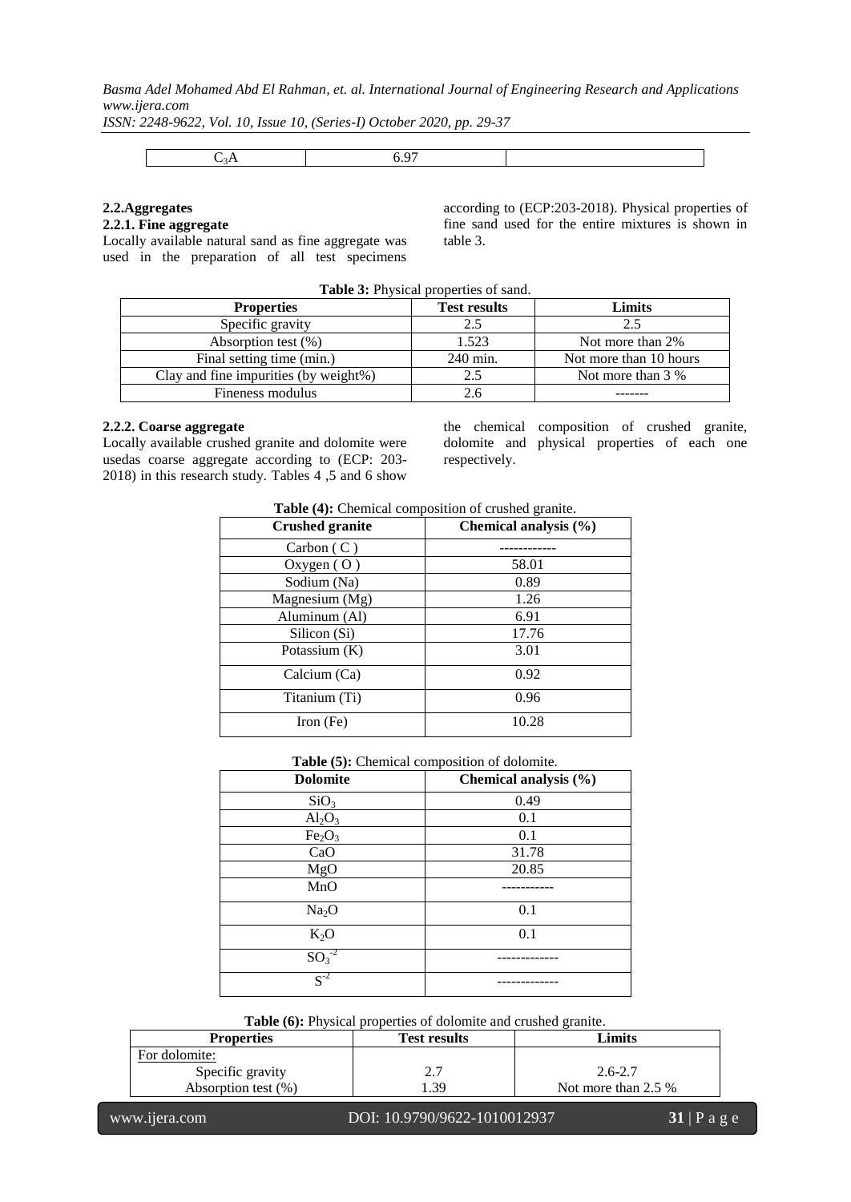| $C_3A$ | 6.97 | |
|---|---|---|

### 2.2.Aggregates

#### 2.2.1. Fine aggregate

Locally available natural sand as fine aggregate was used in the preparation of all test specimens according to (ECP:203-2018). Physical properties of fine sand used for the entire mixtures is shown in table 3.

**Table 3:** Physical properties of sand.

| Properties | Test results | Limits |
|---|---|---|
| Specific gravity | 2.5 | 2.5 |
| Absorption test (%) | 1.523 | Not more than 2% |
| Final setting time (min.) | 240 min. | Not more than 10 hours |
| Clay and fine impurities (by weight%) | 2.5 | Not more than 3 % |
| Fineness modulus | 2.6 | ------- |

#### 2.2.2. Coarse aggregate

Locally available crushed granite and dolomite were usedas coarse aggregate according to (ECP: 203-2018) in this research study. Tables 4 ,5 and 6 show the chemical composition of crushed granite, dolomite and physical properties of each one respectively.

**Table (4):** Chemical composition of crushed granite.

| Crushed granite | Chemical analysis (%) |
|---|---|
| Carbon ( C ) | ------------ |
| Oxygen ( O ) | 58.01 |
| Sodium (Na) | 0.89 |
| Magnesium (Mg) | 1.26 |
| Aluminum (Al) | 6.91 |
| Silicon (Si) | 17.76 |
| Potassium (K) | 3.01 |
| Calcium (Ca) | 0.92 |
| Titanium (Ti) | 0.96 |
| Iron (Fe) | 10.28 |

**Table (5):** Chemical composition of dolomite.

| Dolomite | Chemical analysis (%) |
|---|---|
| $SiO_3$ | 0.49 |
| $Al_2O_3$ | 0.1 |
| $Fe_2O_3$ | 0.1 |
| CaO | 31.78 |
| MgO | 20.85 |
| MnO | ----------- |
| $Na_2O$ | 0.1 |
| $K_2O$ | 0.1 |
| $SO_3^{-2}$ | ------------- |
| $S^{-2}$ | ------------- |

**Table (6):** Physical properties of dolomite and crushed granite.

| Properties | Test results | Limits |
|---|---|---|
| For dolomite: | | |
| Specific gravity | 2.7 | 2.6-2.7 |
| Absorption test (%) | 1.39 | Not more than 2.5 % |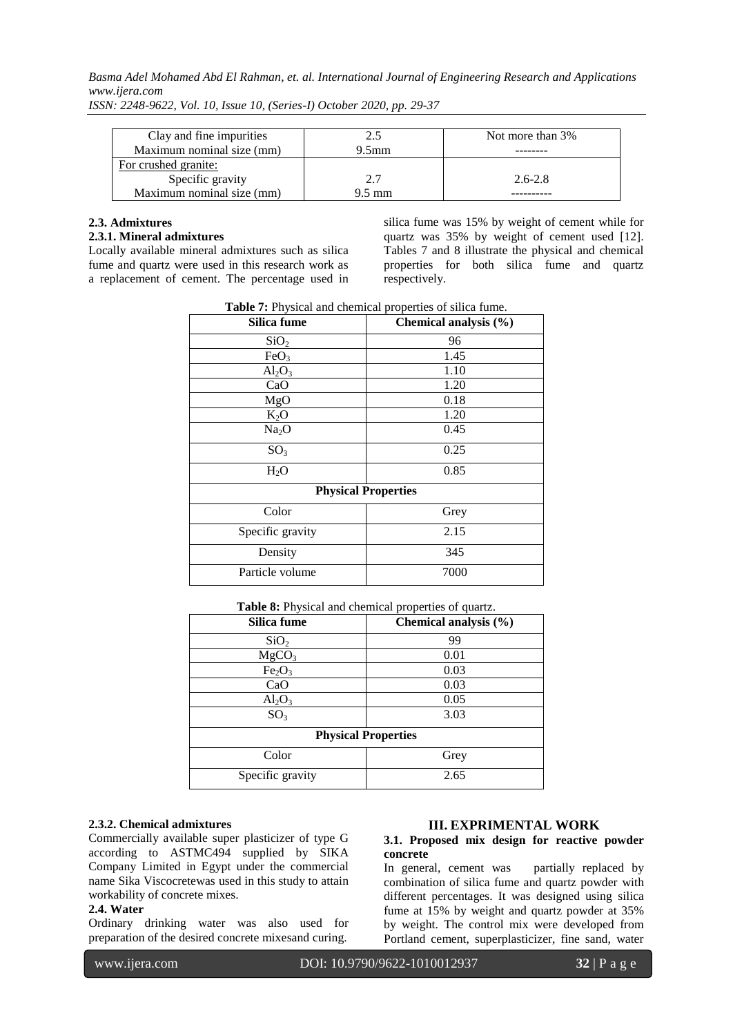| Clay and fine impurities | 2.5 | Not more than 3% |
|---|---|---|
| Maximum nominal size (mm) | 9.5mm | -------- |
| For crushed granite: | | |
| Specific gravity | 2.7 | 2.6-2.8 |
| Maximum nominal size (mm) | 9.5 mm | ---------- |

### 2.3. Admixtures

#### 2.3.1. Mineral admixtures

Locally available mineral admixtures such as silica fume and quartz were used in this research work as a replacement of cement. The percentage used in silica fume was 15% by weight of cement while for quartz was 35% by weight of cement used [12]. Tables 7 and 8 illustrate the physical and chemical properties for both silica fume and quartz respectively.

**Table 7:** Physical and chemical properties of silica fume.

| Silica fume | Chemical analysis (%) |
|---|---|
| $SiO_2$ | 96 |
| $FeO_3$ | 1.45 |
| $Al_2O_3$ | 1.10 |
| CaO | 1.20 |
| MgO | 0.18 |
| $K_2O$ | 1.20 |
| $Na_2O$ | 0.45 |
| $SO_3$ | 0.25 |
| $H_2O$ | 0.85 |
| **Physical Properties** | |
| Color | Grey |
| Specific gravity | 2.15 |
| Density | 345 |
| Particle volume | 7000 |

**Table 8:** Physical and chemical properties of quartz.

| Silica fume | Chemical analysis (%) |
|---|---|
| $SiO_2$ | 99 |
| $MgCO_3$ | 0.01 |
| $Fe_2O_3$ | 0.03 |
| CaO | 0.03 |
| $Al_2O_3$ | 0.05 |
| $SO_3$ | 3.03 |
| **Physical Properties** | |
| Color | Grey |
| Specific gravity | 2.65 |

#### 2.3.2. Chemical admixtures

Commercially available super plasticizer of type G according to ASTMC494 supplied by SIKA Company Limited in Egypt under the commercial name Sika Viscocretewas used in this study to attain workability of concrete mixes.

### 2.4. Water

Ordinary drinking water was also used for preparation of the desired concrete mixesand curing.

## III. EXPRIMENTAL WORK

### 3.1. Proposed mix design for reactive powder concrete

In general, cement was partially replaced by combination of silica fume and quartz powder with different percentages. It was designed using silica fume at 15% by weight and quartz powder at 35% by weight. The control mix were developed from Portland cement, superplasticizer, fine sand, water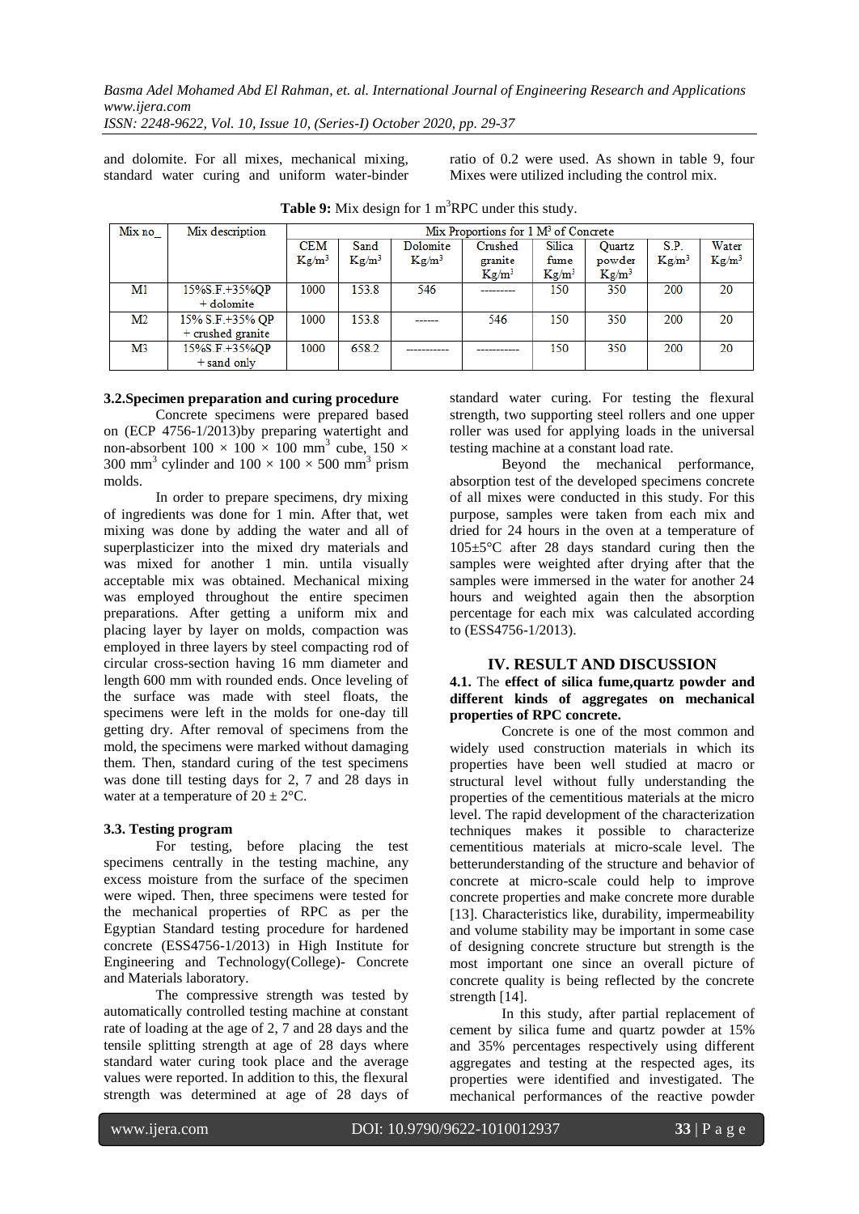and dolomite. For all mixes, mechanical mixing, standard water curing and uniform water-binder ratio of 0.2 were used. As shown in table 9, four Mixes were utilized including the control mix.

**Table 9:** Mix design for 1 $m^3$RPC under this study.

| Mix no_ | Mix description | Mix Proportions for 1 $M^3$ of Concrete | | | | | | | |
|---|---|---|---|---|---|---|---|---|---|
| | | CEM Kg/m³ | Sand Kg/m³ | Dolomite Kg/m³ | Crushed granite Kg/m³ | Silica fume Kg/m³ | Quartz powder Kg/m³ | S.P. Kg/m³ | Water Kg/m³ |
| M1 | 15%S.F.+35%QP + dolomite | 1000 | 153.8 | 546 | --------- | 150 | 350 | 200 | 20 |
| M2 | 15% S.F.+35% QP + crushed granite | 1000 | 153.8 | ------ | 546 | 150 | 350 | 200 | 20 |
| M3 | 15%S.F.+35%QP + sand only | 1000 | 658.2 | ----------- | ----------- | 150 | 350 | 200 | 20 |

### 3.2.Specimen preparation and curing procedure

Concrete specimens were prepared based on (ECP 4756-1/2013)by preparing watertight and non-absorbent 100 × 100 × 100 $mm^3$ cube, 150 × 300 $mm^3$ cylinder and 100 × 100 × 500 $mm^3$ prism molds.

In order to prepare specimens, dry mixing of ingredients was done for 1 min. After that, wet mixing was done by adding the water and all of superplasticizer into the mixed dry materials and was mixed for another 1 min. untila visually acceptable mix was obtained. Mechanical mixing was employed throughout the entire specimen preparations. After getting a uniform mix and placing layer by layer on molds, compaction was employed in three layers by steel compacting rod of circular cross-section having 16 mm diameter and length 600 mm with rounded ends. Once leveling of the surface was made with steel floats, the specimens were left in the molds for one-day till getting dry. After removal of specimens from the mold, the specimens were marked without damaging them. Then, standard curing of the test specimens was done till testing days for 2, 7 and 28 days in water at a temperature of 20 ± 2°C.

### 3.3. Testing program

For testing, before placing the test specimens centrally in the testing machine, any excess moisture from the surface of the specimen were wiped. Then, three specimens were tested for the mechanical properties of RPC as per the Egyptian Standard testing procedure for hardened concrete (ESS4756-1/2013) in High Institute for Engineering and Technology(College)- Concrete and Materials laboratory.

The compressive strength was tested by automatically controlled testing machine at constant rate of loading at the age of 2, 7 and 28 days and the tensile splitting strength at age of 28 days where standard water curing took place and the average values were reported. In addition to this, the flexural strength was determined at age of 28 days of standard water curing. For testing the flexural strength, two supporting steel rollers and one upper roller was used for applying loads in the universal testing machine at a constant load rate.

Beyond the mechanical performance, absorption test of the developed specimens concrete of all mixes were conducted in this study. For this purpose, samples were taken from each mix and dried for 24 hours in the oven at a temperature of 105±5°C after 28 days standard curing then the samples were weighted after drying after that the samples were immersed in the water for another 24 hours and weighted again then the absorption percentage for each mix was calculated according to (ESS4756-1/2013).

## IV. RESULT AND DISCUSSION

### 4.1. The effect of silica fume,quartz powder and different kinds of aggregates on mechanical properties of RPC concrete.

Concrete is one of the most common and widely used construction materials in which its properties have been well studied at macro or structural level without fully understanding the properties of the cementitious materials at the micro level. The rapid development of the characterization techniques makes it possible to characterize cementitious materials at micro-scale level. The betterunderstanding of the structure and behavior of concrete at micro-scale could help to improve concrete properties and make concrete more durable [13]. Characteristics like, durability, impermeability and volume stability may be important in some case of designing concrete structure but strength is the most important one since an overall picture of concrete quality is being reflected by the concrete strength [14].

In this study, after partial replacement of cement by silica fume and quartz powder at 15% and 35% percentages respectively using different aggregates and testing at the respected ages, its properties were identified and investigated. The mechanical performances of the reactive powder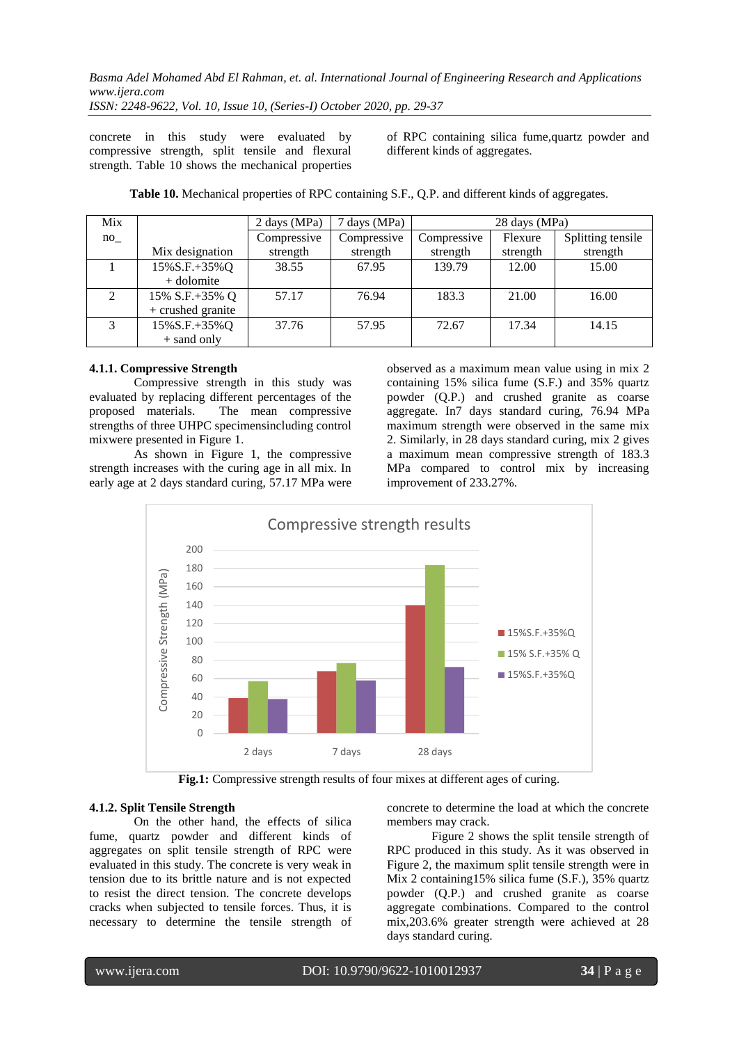concrete in this study were evaluated by compressive strength, split tensile and flexural strength. Table 10 shows the mechanical properties of RPC containing silica fume,quartz powder and different kinds of aggregates.

**Table 10.** Mechanical properties of RPC containing S.F., Q.P. and different kinds of aggregates.

| Mix no_ | Mix designation | 2 days (MPa) | 7 days (MPa) | 28 days (MPa) | | |
|---|---|---|---|---|---|---|
| | | Compressive strength | Compressive strength | Compressive strength | Flexure strength | Splitting tensile strength |
| 1 | 15%S.F.+35%Q + dolomite | 38.55 | 67.95 | 139.79 | 12.00 | 15.00 |
| 2 | 15% S.F.+35% Q + crushed granite | 57.17 | 76.94 | 183.3 | 21.00 | 16.00 |
| 3 | 15%S.F.+35%Q + sand only | 37.76 | 57.95 | 72.67 | 17.34 | 14.15 |

#### 4.1.1. Compressive Strength

Compressive strength in this study was evaluated by replacing different percentages of the proposed materials. The mean compressive strengths of three UHPC specimensincluding control mixwere presented in Figure 1.

As shown in Figure 1, the compressive strength increases with the curing age in all mix. In early age at 2 days standard curing, 57.17 MPa were observed as a maximum mean value using in mix 2 containing 15% silica fume (S.F.) and 35% quartz powder (Q.P.) and crushed granite as coarse aggregate. In7 days standard curing, 76.94 MPa maximum strength were observed in the same mix 2. Similarly, in 28 days standard curing, mix 2 gives a maximum mean compressive strength of 183.3 MPa compared to control mix by increasing improvement of 233.27%.

**Fig.1:** Compressive strength results of four mixes at different ages of curing.

#### 4.1.2. Split Tensile Strength

On the other hand, the effects of silica fume, quartz powder and different kinds of aggregates on split tensile strength of RPC were evaluated in this study. The concrete is very weak in tension due to its brittle nature and is not expected to resist the direct tension. The concrete develops cracks when subjected to tensile forces. Thus, it is necessary to determine the tensile strength of concrete to determine the load at which the concrete members may crack.

Figure 2 shows the split tensile strength of RPC produced in this study. As it was observed in Figure 2, the maximum split tensile strength were in Mix 2 containing15% silica fume (S.F.), 35% quartz powder (Q.P.) and crushed granite as coarse aggregate combinations. Compared to the control mix,203.6% greater strength were achieved at 28 days standard curing.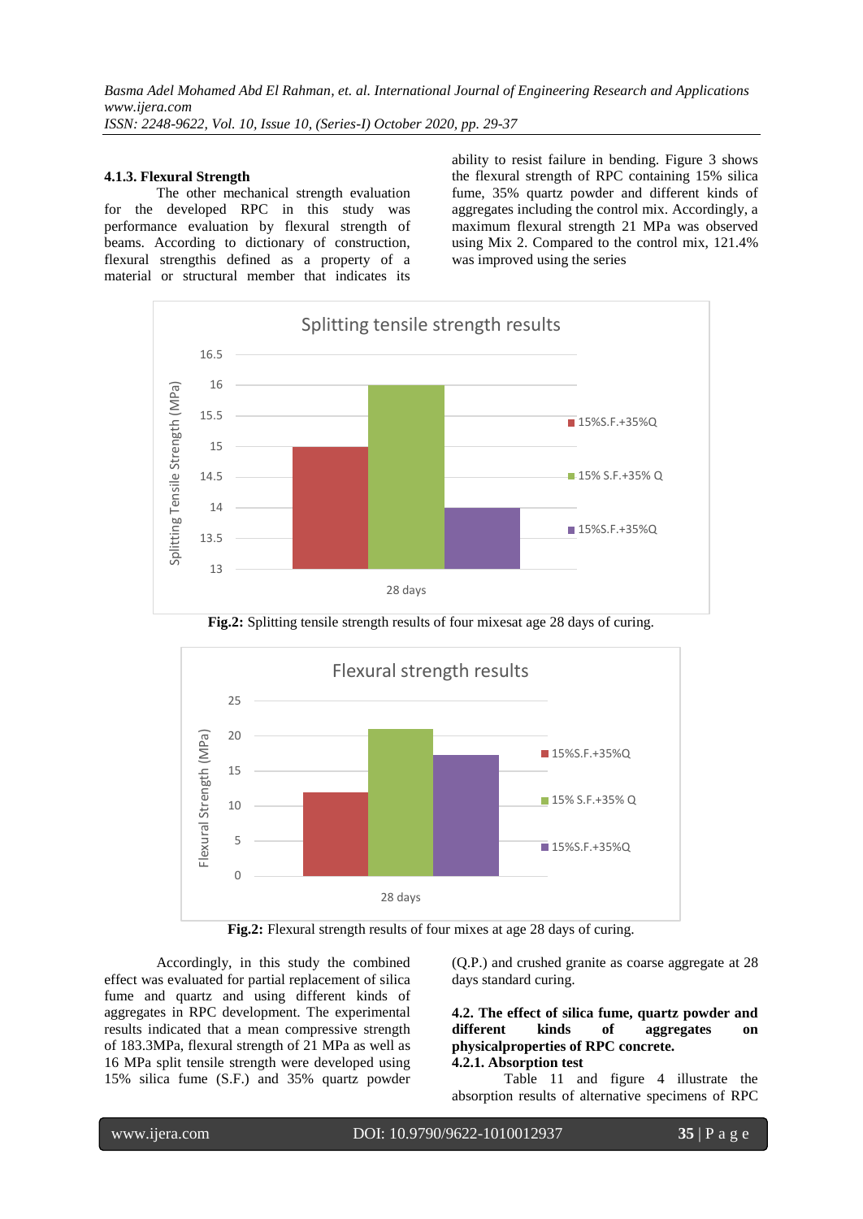#### 4.1.3. Flexural Strength

The other mechanical strength evaluation for the developed RPC in this study was performance evaluation by flexural strength of beams. According to dictionary of construction, flexural strengthis defined as a property of a material or structural member that indicates its ability to resist failure in bending. Figure 3 shows the flexural strength of RPC containing 15% silica fume, 35% quartz powder and different kinds of aggregates including the control mix. Accordingly, a maximum flexural strength 21 MPa was observed using Mix 2. Compared to the control mix, 121.4% was improved using the series

**Fig.2:** Splitting tensile strength results of four mixesat age 28 days of curing.

**Fig.2:** Flexural strength results of four mixes at age 28 days of curing.

Accordingly, in this study the combined effect was evaluated for partial replacement of silica fume and quartz and using different kinds of aggregates in RPC development. The experimental results indicated that a mean compressive strength of 183.3MPa, flexural strength of 21 MPa as well as 16 MPa split tensile strength were developed using 15% silica fume (S.F.) and 35% quartz powder (Q.P.) and crushed granite as coarse aggregate at 28 days standard curing.

### 4.2. The effect of silica fume, quartz powder and different kinds of aggregates on physicalproperties of RPC concrete.

#### 4.2.1. Absorption test

Table 11 and figure 4 illustrate the absorption results of alternative specimens of RPC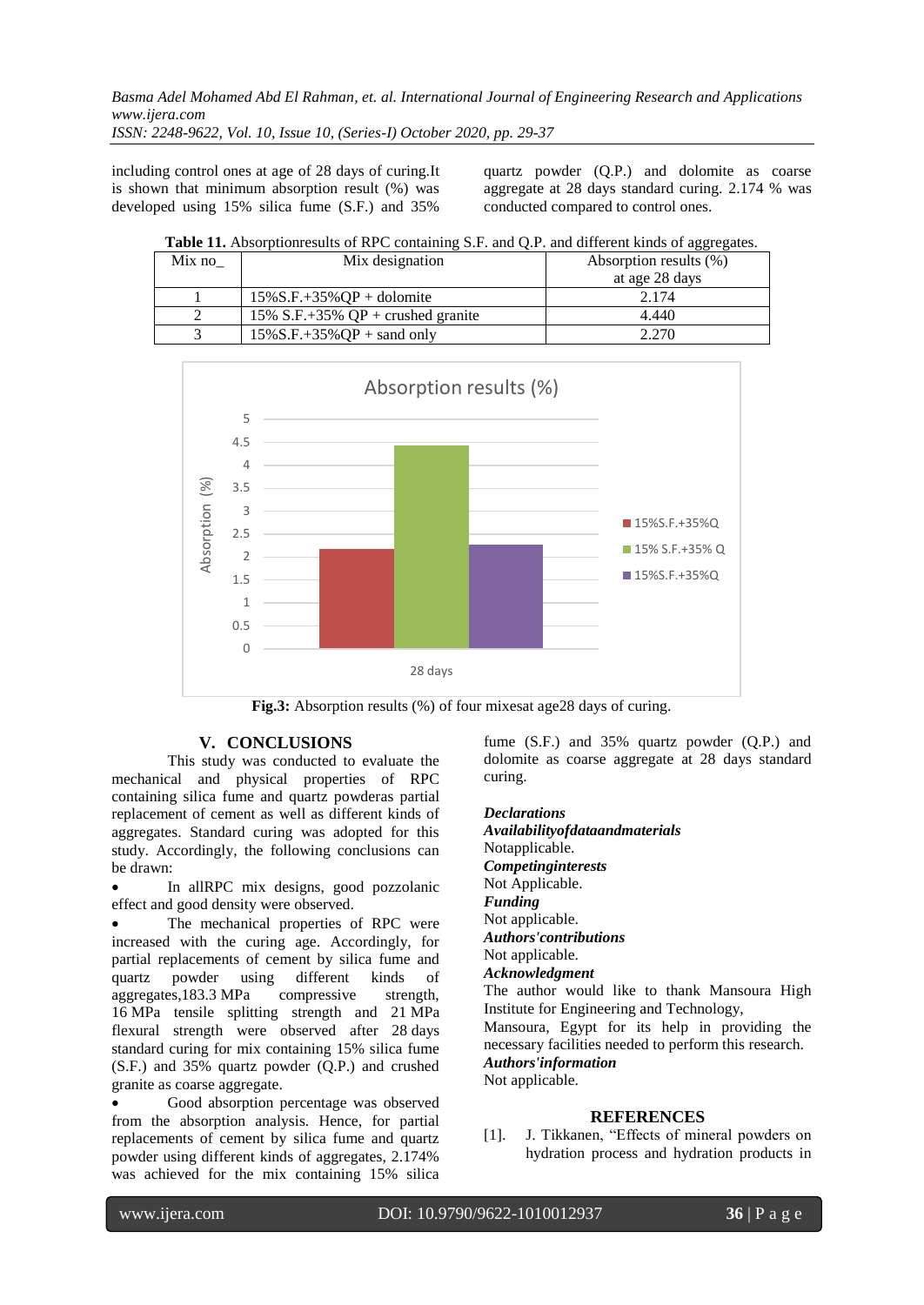including control ones at age of 28 days of curing.It is shown that minimum absorption result (%) was developed using 15% silica fume (S.F.) and 35% quartz powder (Q.P.) and dolomite as coarse aggregate at 28 days standard curing. 2.174 % was conducted compared to control ones.

**Table 11.** Absorptionresults of RPC containing S.F. and Q.P. and different kinds of aggregates.

| Mix no_ | Mix designation | Absorption results (%) at age 28 days |
|---|---|---|
| 1 | 15%S.F.+35%QP + dolomite | 2.174 |
| 2 | 15% S.F.+35% QP + crushed granite | 4.440 |
| 3 | 15%S.F.+35%QP + sand only | 2.270 |

**Fig.3:** Absorption results (%) of four mixesat age28 days of curing.

## V. CONCLUSIONS

This study was conducted to evaluate the mechanical and physical properties of RPC containing silica fume and quartz powderas partial replacement of cement as well as different kinds of aggregates. Standard curing was adopted for this study. Accordingly, the following conclusions can be drawn:

- In allRPC mix designs, good pozzolanic effect and good density were observed.
- The mechanical properties of RPC were increased with the curing age. Accordingly, for partial replacements of cement by silica fume and quartz powder using different kinds of aggregates,183.3 MPa compressive strength, 16 MPa tensile splitting strength and 21 MPa flexural strength were observed after 28 days standard curing for mix containing 15% silica fume (S.F.) and 35% quartz powder (Q.P.) and crushed granite as coarse aggregate.
- Good absorption percentage was observed from the absorption analysis. Hence, for partial replacements of cement by silica fume and quartz powder using different kinds of aggregates, 2.174% was achieved for the mix containing 15% silica fume (S.F.) and 35% quartz powder (Q.P.) and dolomite as coarse aggregate at 28 days standard curing.

***Declarations***

***Availabilityofdataandmaterials***

Notapplicable.

***Competinginterests***

Not Applicable.

***Funding***

Not applicable.

***Authors'contributions***

Not applicable.

***Acknowledgment***

The author would like to thank Mansoura High Institute for Engineering and Technology, Mansoura, Egypt for its help in providing the necessary facilities needed to perform this research.

***Authors'information***

Not applicable.

## REFERENCES

[1]. J. Tikkanen, "Effects of mineral powders on hydration process and hydration products in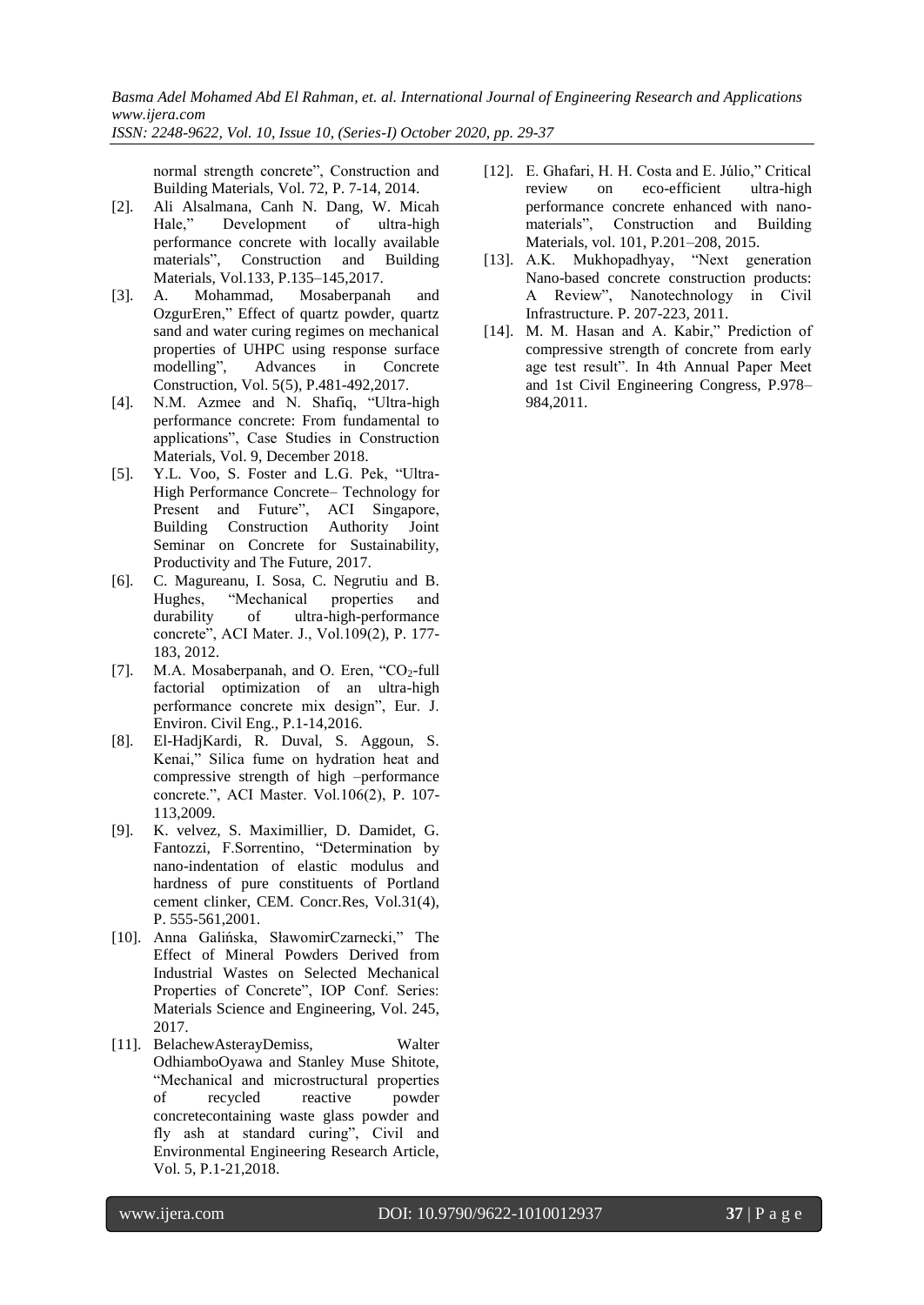normal strength concrete", Construction and Building Materials, Vol. 72, P. 7-14, 2014.

[2]. Ali Alsalmana, Canh N. Dang, W. Micah Hale," Development of ultra-high performance concrete with locally available materials", Construction and Building Materials, Vol.133, P.135–145,2017.

[3]. A. Mohammad, Mosaberpanah and OzgurEren," Effect of quartz powder, quartz sand and water curing regimes on mechanical properties of UHPC using response surface modelling", Advances in Concrete Construction, Vol. 5(5), P.481-492,2017.

[4]. N.M. Azmee and N. Shafiq, "Ultra-high performance concrete: From fundamental to applications", Case Studies in Construction Materials, Vol. 9, December 2018.

[5]. Y.L. Voo, S. Foster and L.G. Pek, "Ultra-High Performance Concrete– Technology for Present and Future", ACI Singapore, Building Construction Authority Joint Seminar on Concrete for Sustainability, Productivity and The Future, 2017.

[6]. C. Magureanu, I. Sosa, C. Negrutiu and B. Hughes, "Mechanical properties and durability of ultra-high-performance concrete", ACI Mater. J., Vol.109(2), P. 177-183, 2012.

[7]. M.A. Mosaberpanah, and O. Eren, "$CO_2$-full factorial optimization of an ultra-high performance concrete mix design", Eur. J. Environ. Civil Eng., P.1-14,2016.

[8]. El-HadjKardi, R. Duval, S. Aggoun, S. Kenai," Silica fume on hydration heat and compressive strength of high –performance concrete.", ACI Master. Vol.106(2), P. 107-113,2009.

[9]. K. velvez, S. Maximillier, D. Damidet, G. Fantozzi, F.Sorrentino, "Determination by nano-indentation of elastic modulus and hardness of pure constituents of Portland cement clinker, CEM. Concr.Res, Vol.31(4), P. 555-561,2001.

[10]. Anna Galińska, SławomirCzarnecki," The Effect of Mineral Powders Derived from Industrial Wastes on Selected Mechanical Properties of Concrete", IOP Conf. Series: Materials Science and Engineering, Vol. 245, 2017.

[11]. BelachewAsterayDemiss, Walter OdhiamboOyawa and Stanley Muse Shitote, "Mechanical and microstructural properties of recycled reactive powder concretecontaining waste glass powder and fly ash at standard curing", Civil and Environmental Engineering Research Article, Vol. 5, P.1-21,2018.

[12]. E. Ghafari, H. H. Costa and E. Júlio," Critical review on eco-efficient ultra-high performance concrete enhanced with nano-materials", Construction and Building Materials, vol. 101, P.201–208, 2015.

[13]. A.K. Mukhopadhyay, "Next generation Nano-based concrete construction products: A Review", Nanotechnology in Civil Infrastructure. P. 207-223, 2011.

[14]. M. M. Hasan and A. Kabir," Prediction of compressive strength of concrete from early age test result". In 4th Annual Paper Meet and 1st Civil Engineering Congress, P.978–984,2011.